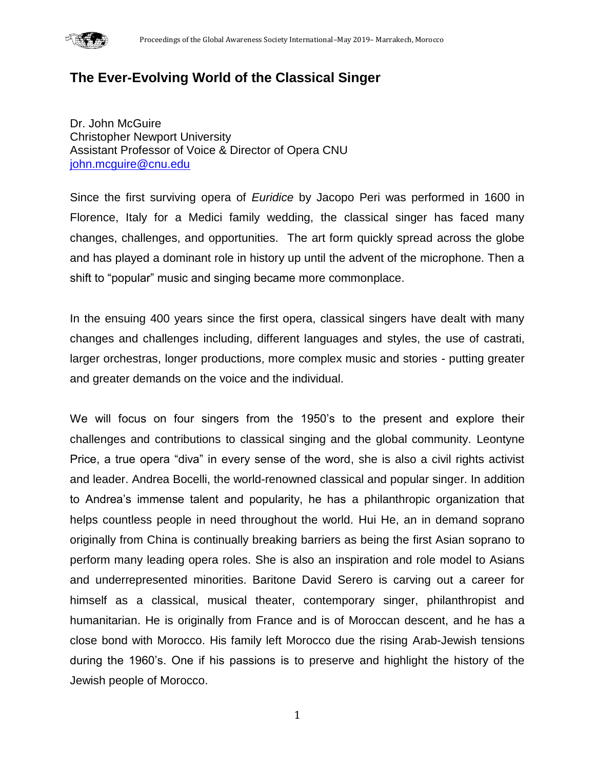# The Ever-Evolving World of the Classical Singer

Dr. John McGuire
Christopher Newport University
Assistant Professor of Voice & Director of Opera CNU
john.mcguire@cnu.edu

Since the first surviving opera of *Euridice* by Jacopo Peri was performed in 1600 in Florence, Italy for a Medici family wedding, the classical singer has faced many changes, challenges, and opportunities. The art form quickly spread across the globe and has played a dominant role in history up until the advent of the microphone. Then a shift to "popular" music and singing became more commonplace.

In the ensuing 400 years since the first opera, classical singers have dealt with many changes and challenges including, different languages and styles, the use of castrati, larger orchestras, longer productions, more complex music and stories - putting greater and greater demands on the voice and the individual.

We will focus on four singers from the 1950's to the present and explore their challenges and contributions to classical singing and the global community. Leontyne Price, a true opera "diva" in every sense of the word, she is also a civil rights activist and leader. Andrea Bocelli, the world-renowned classical and popular singer. In addition to Andrea's immense talent and popularity, he has a philanthropic organization that helps countless people in need throughout the world. Hui He, an in demand soprano originally from China is continually breaking barriers as being the first Asian soprano to perform many leading opera roles. She is also an inspiration and role model to Asians and underrepresented minorities. Baritone David Serero is carving out a career for himself as a classical, musical theater, contemporary singer, philanthropist and humanitarian. He is originally from France and is of Moroccan descent, and he has a close bond with Morocco. His family left Morocco due the rising Arab-Jewish tensions during the 1960's. One if his passions is to preserve and highlight the history of the Jewish people of Morocco.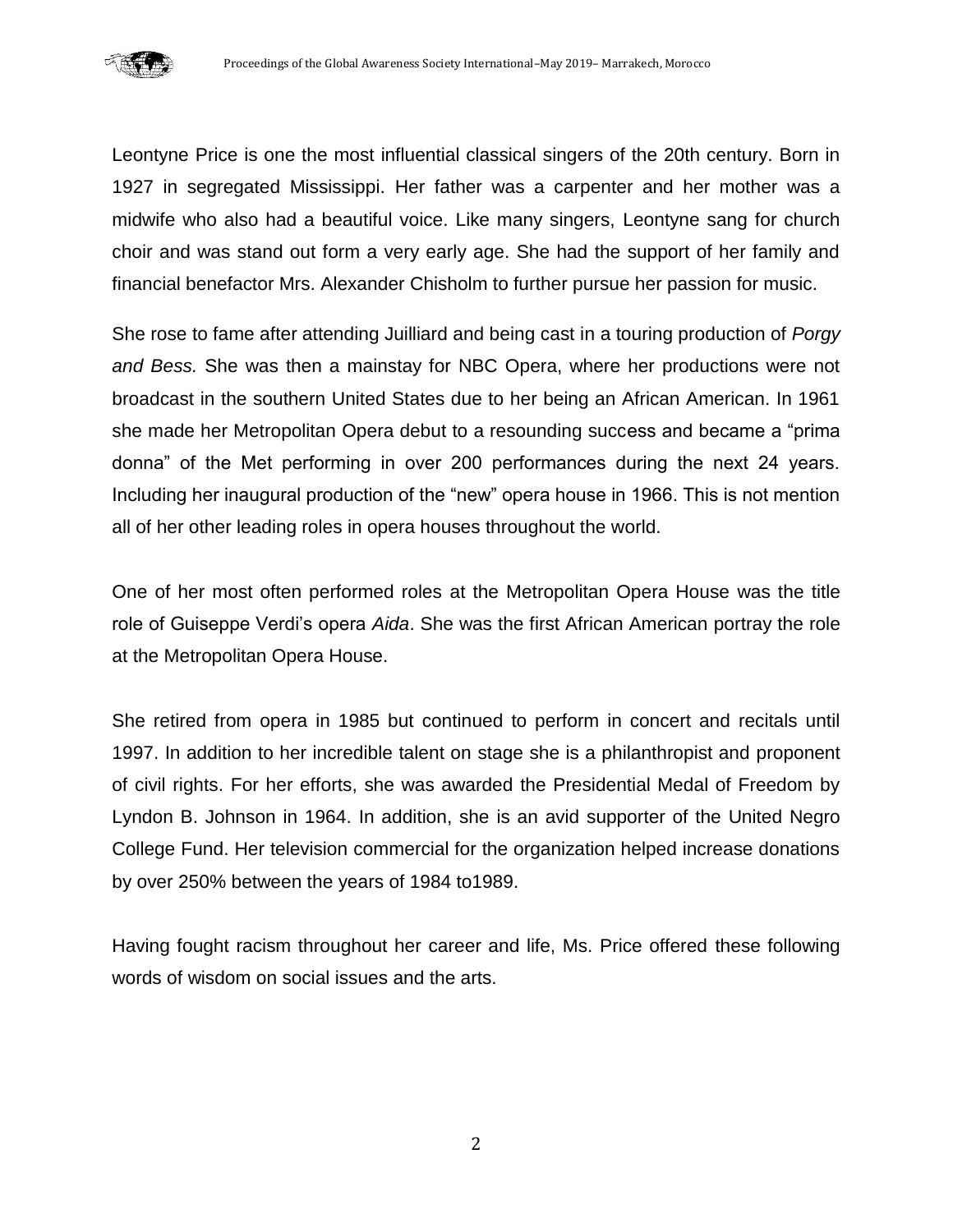Leontyne Price is one the most influential classical singers of the 20th century. Born in 1927 in segregated Mississippi. Her father was a carpenter and her mother was a midwife who also had a beautiful voice. Like many singers, Leontyne sang for church choir and was stand out form a very early age. She had the support of her family and financial benefactor Mrs. Alexander Chisholm to further pursue her passion for music.

She rose to fame after attending Juilliard and being cast in a touring production of *Porgy and Bess.* She was then a mainstay for NBC Opera, where her productions were not broadcast in the southern United States due to her being an African American. In 1961 she made her Metropolitan Opera debut to a resounding success and became a "prima donna" of the Met performing in over 200 performances during the next 24 years. Including her inaugural production of the "new" opera house in 1966. This is not mention all of her other leading roles in opera houses throughout the world.

One of her most often performed roles at the Metropolitan Opera House was the title role of Guiseppe Verdi's opera *Aida*. She was the first African American portray the role at the Metropolitan Opera House.

She retired from opera in 1985 but continued to perform in concert and recitals until 1997. In addition to her incredible talent on stage she is a philanthropist and proponent of civil rights. For her efforts, she was awarded the Presidential Medal of Freedom by Lyndon B. Johnson in 1964. In addition, she is an avid supporter of the United Negro College Fund. Her television commercial for the organization helped increase donations by over 250% between the years of 1984 to1989.

Having fought racism throughout her career and life, Ms. Price offered these following words of wisdom on social issues and the arts.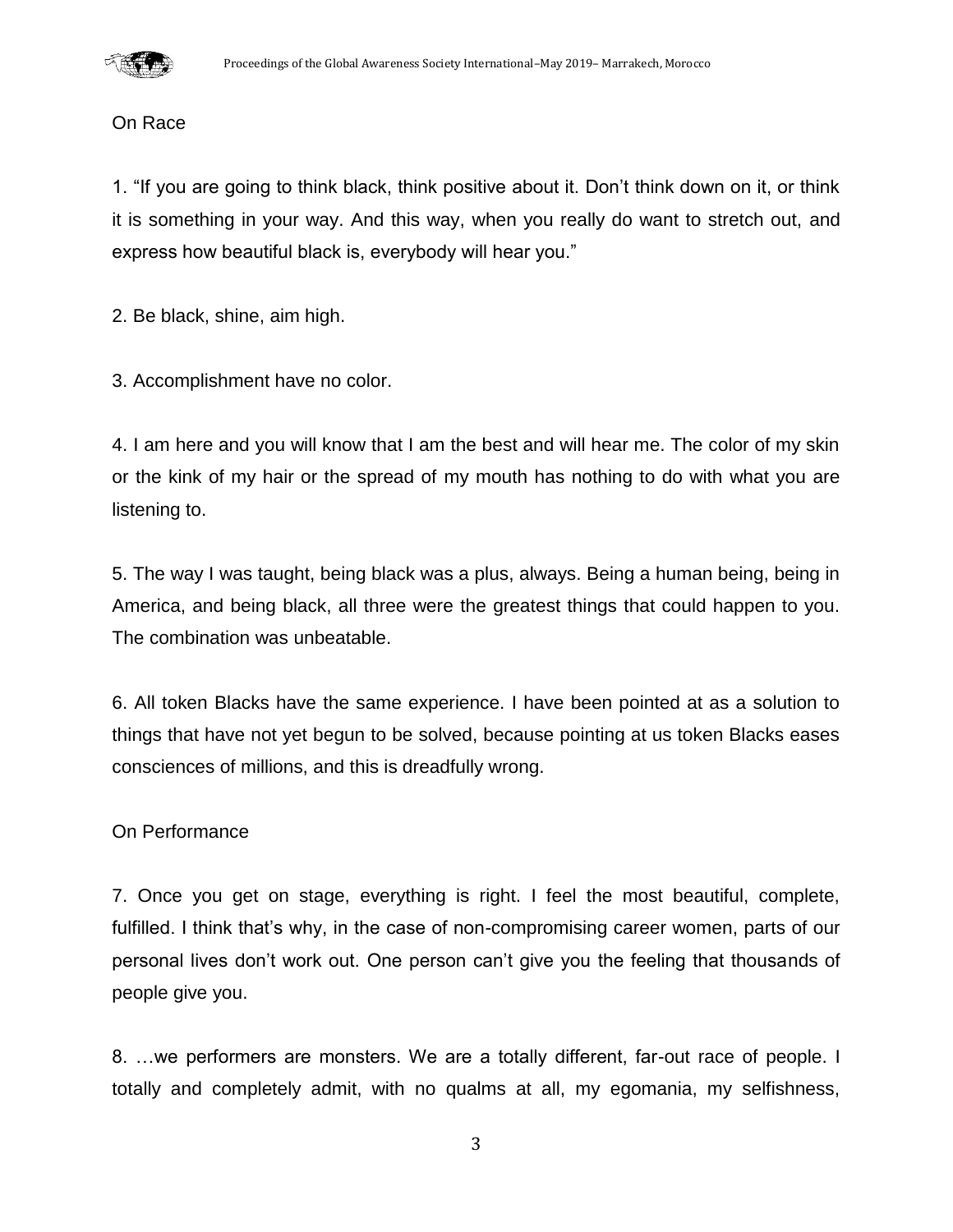On Race

1. “If you are going to think black, think positive about it. Don’t think down on it, or think it is something in your way. And this way, when you really do want to stretch out, and express how beautiful black is, everybody will hear you.”

2. Be black, shine, aim high.

3. Accomplishment have no color.

4. I am here and you will know that I am the best and will hear me. The color of my skin or the kink of my hair or the spread of my mouth has nothing to do with what you are listening to.

5. The way I was taught, being black was a plus, always. Being a human being, being in America, and being black, all three were the greatest things that could happen to you. The combination was unbeatable.

6. All token Blacks have the same experience. I have been pointed at as a solution to things that have not yet begun to be solved, because pointing at us token Blacks eases consciences of millions, and this is dreadfully wrong.

On Performance

7. Once you get on stage, everything is right. I feel the most beautiful, complete, fulfilled. I think that’s why, in the case of non-compromising career women, parts of our personal lives don’t work out. One person can’t give you the feeling that thousands of people give you.

8. …we performers are monsters. We are a totally different, far-out race of people. I totally and completely admit, with no qualms at all, my egomania, my selfishness,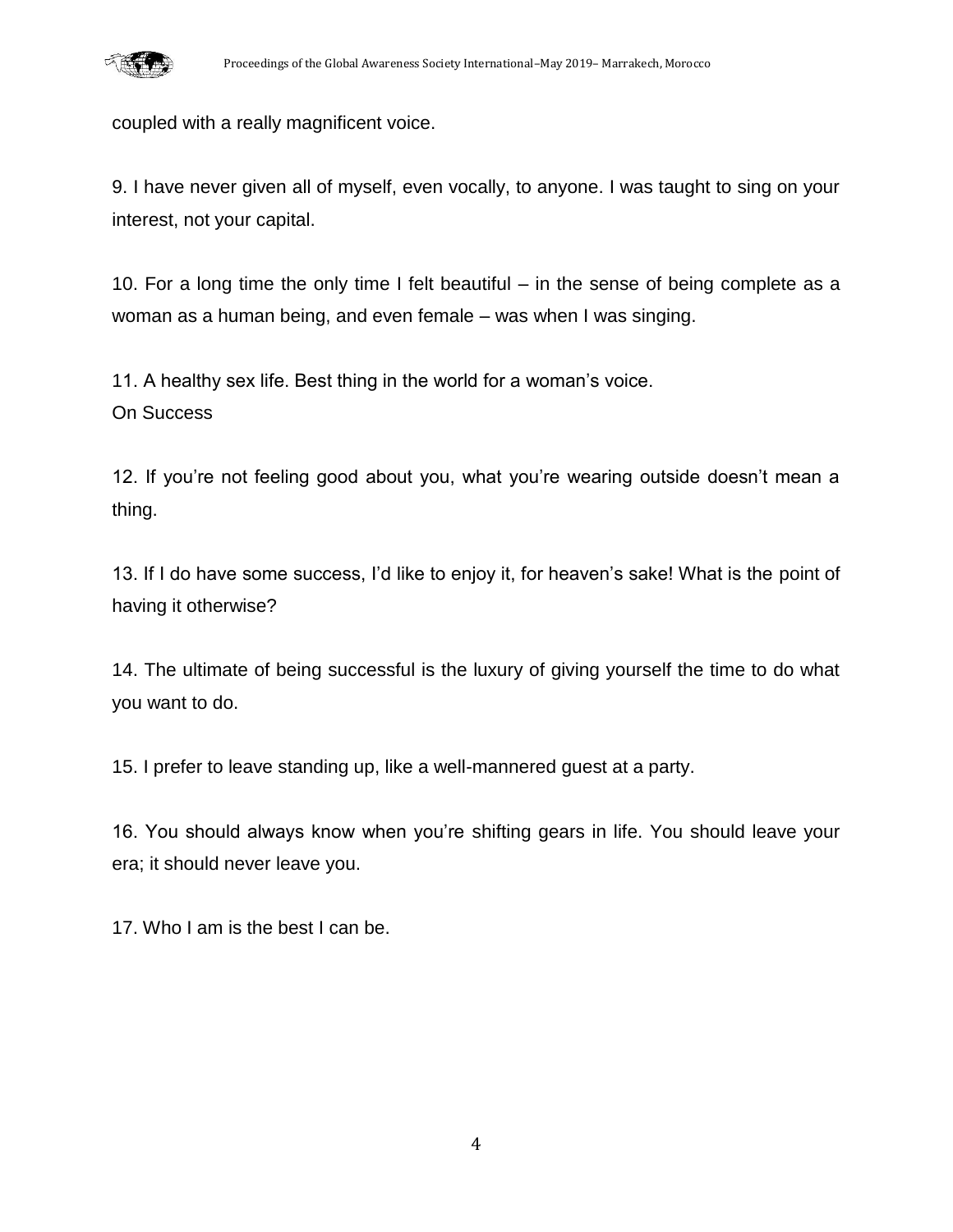coupled with a really magnificent voice.

9. I have never given all of myself, even vocally, to anyone. I was taught to sing on your interest, not your capital.

10. For a long time the only time I felt beautiful – in the sense of being complete as a woman as a human being, and even female – was when I was singing.

11. A healthy sex life. Best thing in the world for a woman's voice.

On Success

12. If you're not feeling good about you, what you're wearing outside doesn't mean a thing.

13. If I do have some success, I'd like to enjoy it, for heaven's sake! What is the point of having it otherwise?

14. The ultimate of being successful is the luxury of giving yourself the time to do what you want to do.

15. I prefer to leave standing up, like a well-mannered guest at a party.

16. You should always know when you're shifting gears in life. You should leave your era; it should never leave you.

17. Who I am is the best I can be.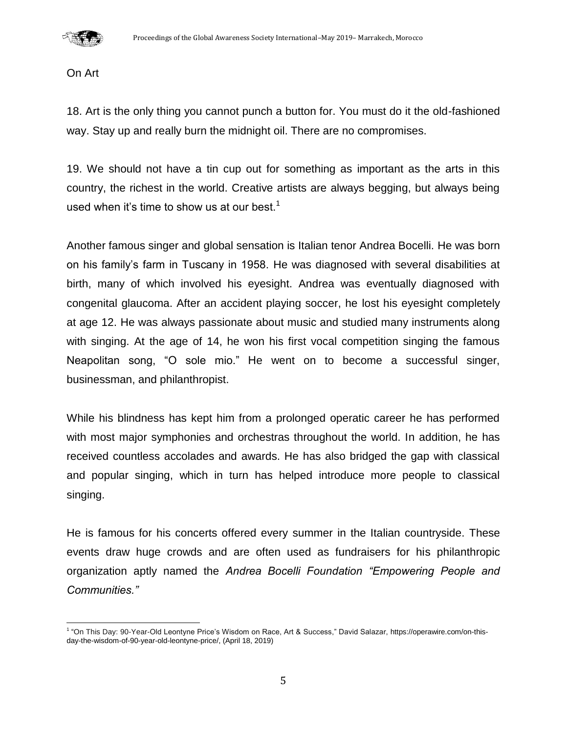On Art

18. Art is the only thing you cannot punch a button for. You must do it the old-fashioned way. Stay up and really burn the midnight oil. There are no compromises.

19. We should not have a tin cup out for something as important as the arts in this country, the richest in the world. Creative artists are always begging, but always being used when it's time to show us at our best.[1]

Another famous singer and global sensation is Italian tenor Andrea Bocelli. He was born on his family's farm in Tuscany in 1958. He was diagnosed with several disabilities at birth, many of which involved his eyesight. Andrea was eventually diagnosed with congenital glaucoma. After an accident playing soccer, he lost his eyesight completely at age 12. He was always passionate about music and studied many instruments along with singing. At the age of 14, he won his first vocal competition singing the famous Neapolitan song, "O sole mio." He went on to become a successful singer, businessman, and philanthropist.

While his blindness has kept him from a prolonged operatic career he has performed with most major symphonies and orchestras throughout the world. In addition, he has received countless accolades and awards. He has also bridged the gap with classical and popular singing, which in turn has helped introduce more people to classical singing.

He is famous for his concerts offered every summer in the Italian countryside. These events draw huge crowds and are often used as fundraisers for his philanthropic organization aptly named the *Andrea Bocelli Foundation "Empowering People and Communities."*

[1] "On This Day: 90-Year-Old Leontyne Price's Wisdom on Race, Art & Success," David Salazar, https://operawire.com/on-this-day-the-wisdom-of-90-year-old-leontyne-price/, (April 18, 2019)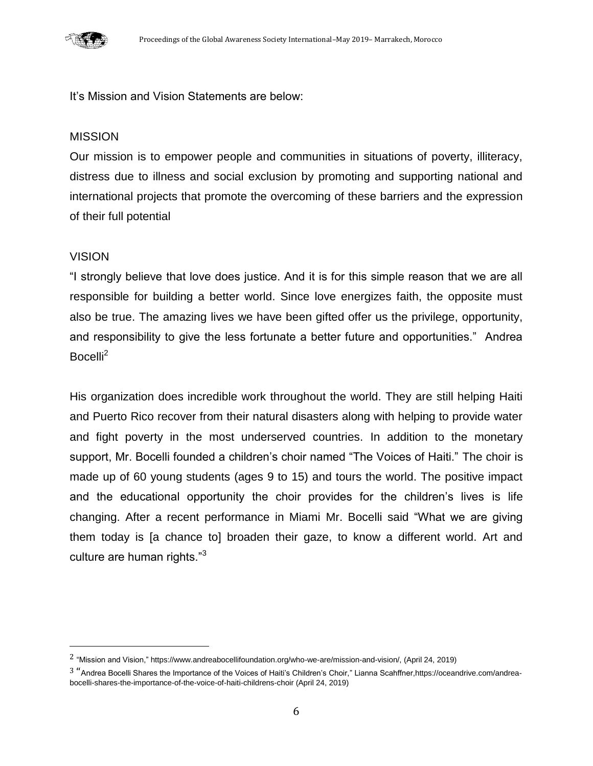It's Mission and Vision Statements are below:

MISSION

Our mission is to empower people and communities in situations of poverty, illiteracy, distress due to illness and social exclusion by promoting and supporting national and international projects that promote the overcoming of these barriers and the expression of their full potential

VISION

"I strongly believe that love does justice. And it is for this simple reason that we are all responsible for building a better world. Since love energizes faith, the opposite must also be true. The amazing lives we have been gifted offer us the privilege, opportunity, and responsibility to give the less fortunate a better future and opportunities." Andrea Bocelli[2]

His organization does incredible work throughout the world. They are still helping Haiti and Puerto Rico recover from their natural disasters along with helping to provide water and fight poverty in the most underserved countries. In addition to the monetary support, Mr. Bocelli founded a children's choir named "The Voices of Haiti." The choir is made up of 60 young students (ages 9 to 15) and tours the world. The positive impact and the educational opportunity the choir provides for the children's lives is life changing. After a recent performance in Miami Mr. Bocelli said "What we are giving them today is [a chance to] broaden their gaze, to know a different world. Art and culture are human rights."[3]

---

[2] "Mission and Vision," https://www.andreabocellifoundation.org/who-we-are/mission-and-vision/, (April 24, 2019)

[3] "Andrea Bocelli Shares the Importance of the Voices of Haiti's Children's Choir," Lianna Scahffner,https://oceandrive.com/andrea-bocelli-shares-the-importance-of-the-voice-of-haiti-childrens-choir (April 24, 2019)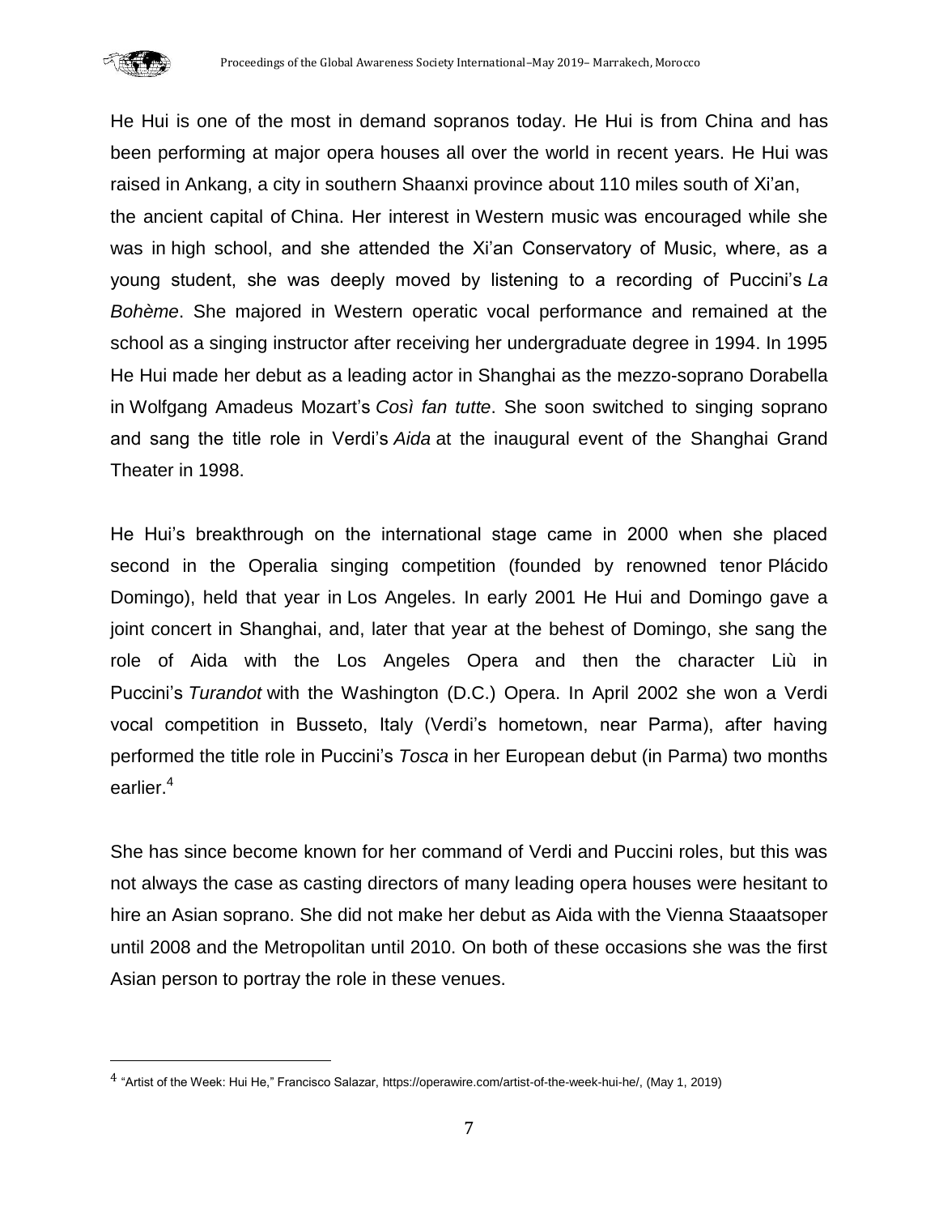He Hui is one of the most in demand sopranos today. He Hui is from China and has been performing at major opera houses all over the world in recent years. He Hui was raised in Ankang, a city in southern Shaanxi province about 110 miles south of Xi'an, the ancient capital of China. Her interest in Western music was encouraged while she was in high school, and she attended the Xi'an Conservatory of Music, where, as a young student, she was deeply moved by listening to a recording of Puccini's *La Bohème*. She majored in Western operatic vocal performance and remained at the school as a singing instructor after receiving her undergraduate degree in 1994. In 1995 He Hui made her debut as a leading actor in Shanghai as the mezzo-soprano Dorabella in Wolfgang Amadeus Mozart's *Così fan tutte*. She soon switched to singing soprano and sang the title role in Verdi's *Aida* at the inaugural event of the Shanghai Grand Theater in 1998.

He Hui's breakthrough on the international stage came in 2000 when she placed second in the Operalia singing competition (founded by renowned tenor Plácido Domingo), held that year in Los Angeles. In early 2001 He Hui and Domingo gave a joint concert in Shanghai, and, later that year at the behest of Domingo, she sang the role of Aida with the Los Angeles Opera and then the character Liù in Puccini's *Turandot* with the Washington (D.C.) Opera. In April 2002 she won a Verdi vocal competition in Busseto, Italy (Verdi's hometown, near Parma), after having performed the title role in Puccini's *Tosca* in her European debut (in Parma) two months earlier.[4]

She has since become known for her command of Verdi and Puccini roles, but this was not always the case as casting directors of many leading opera houses were hesitant to hire an Asian soprano. She did not make her debut as Aida with the Vienna Staaatsoper until 2008 and the Metropolitan until 2010. On both of these occasions she was the first Asian person to portray the role in these venues.

---

[4] "Artist of the Week: Hui He," Francisco Salazar, https://operawire.com/artist-of-the-week-hui-he/, (May 1, 2019)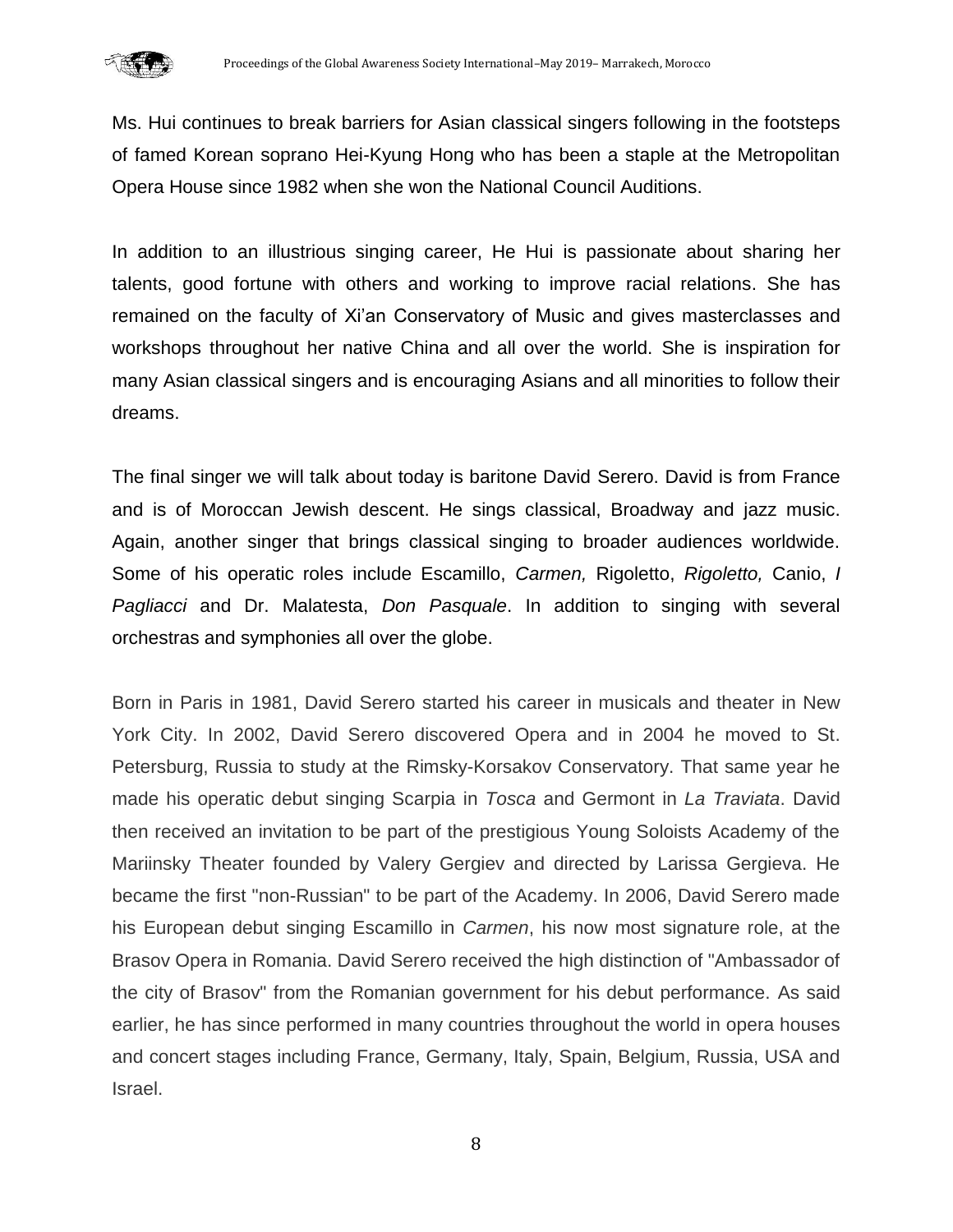Ms. Hui continues to break barriers for Asian classical singers following in the footsteps of famed Korean soprano Hei-Kyung Hong who has been a staple at the Metropolitan Opera House since 1982 when she won the National Council Auditions.

In addition to an illustrious singing career, He Hui is passionate about sharing her talents, good fortune with others and working to improve racial relations. She has remained on the faculty of Xi'an Conservatory of Music and gives masterclasses and workshops throughout her native China and all over the world. She is inspiration for many Asian classical singers and is encouraging Asians and all minorities to follow their dreams.

The final singer we will talk about today is baritone David Serero. David is from France and is of Moroccan Jewish descent. He sings classical, Broadway and jazz music. Again, another singer that brings classical singing to broader audiences worldwide. Some of his operatic roles include Escamillo, *Carmen,* Rigoletto, *Rigoletto,* Canio, *I Pagliacci* and Dr. Malatesta, *Don Pasquale*. In addition to singing with several orchestras and symphonies all over the globe.

Born in Paris in 1981, David Serero started his career in musicals and theater in New York City. In 2002, David Serero discovered Opera and in 2004 he moved to St. Petersburg, Russia to study at the Rimsky-Korsakov Conservatory. That same year he made his operatic debut singing Scarpia in *Tosca* and Germont in *La Traviata*. David then received an invitation to be part of the prestigious Young Soloists Academy of the Mariinsky Theater founded by Valery Gergiev and directed by Larissa Gergieva. He became the first "non-Russian" to be part of the Academy. In 2006, David Serero made his European debut singing Escamillo in *Carmen*, his now most signature role, at the Brasov Opera in Romania. David Serero received the high distinction of "Ambassador of the city of Brasov" from the Romanian government for his debut performance. As said earlier, he has since performed in many countries throughout the world in opera houses and concert stages including France, Germany, Italy, Spain, Belgium, Russia, USA and Israel.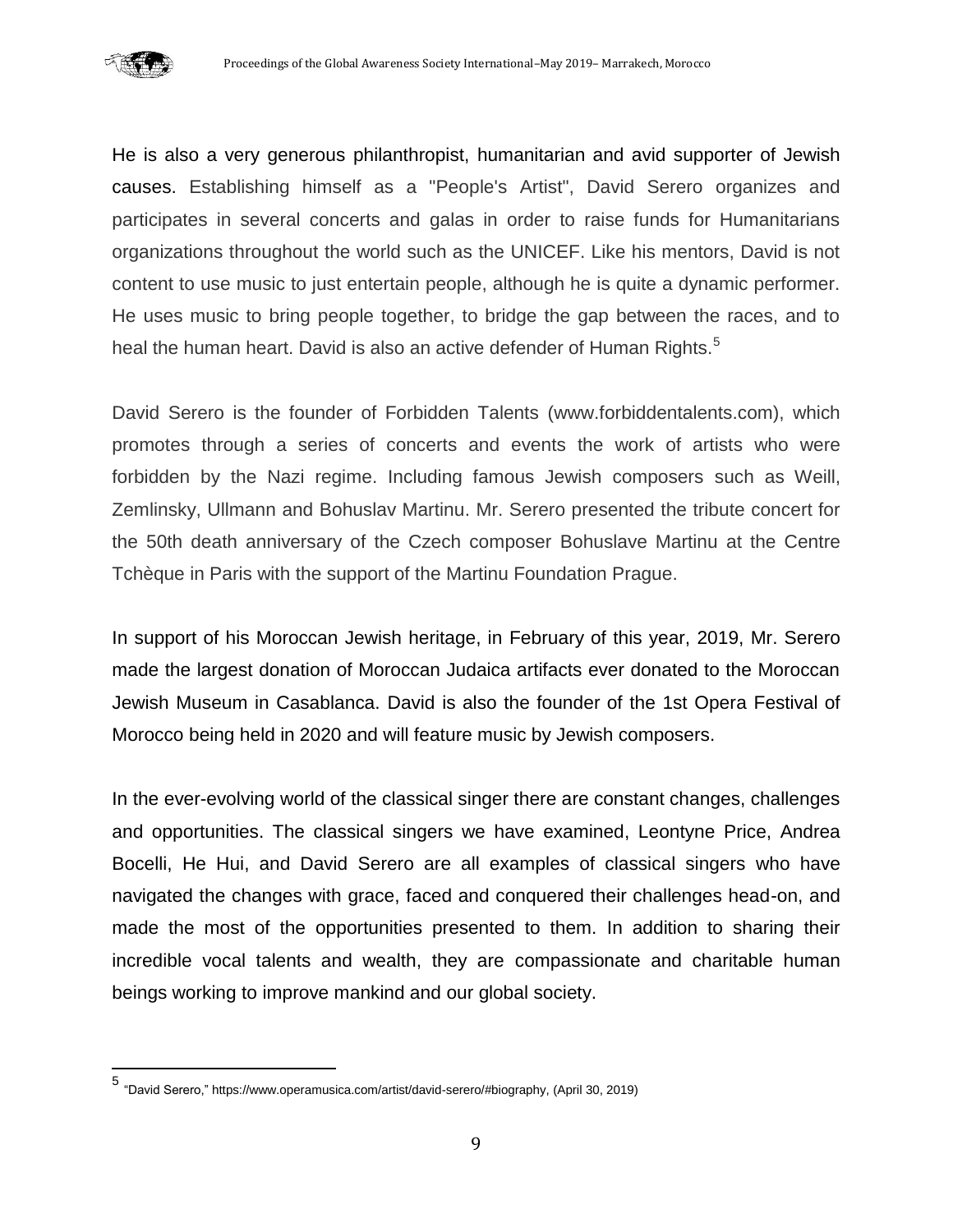He is also a very generous philanthropist, humanitarian and avid supporter of Jewish causes. Establishing himself as a "People's Artist", David Serero organizes and participates in several concerts and galas in order to raise funds for Humanitarians organizations throughout the world such as the UNICEF. Like his mentors, David is not content to use music to just entertain people, although he is quite a dynamic performer. He uses music to bring people together, to bridge the gap between the races, and to heal the human heart. David is also an active defender of Human Rights.[5]

David Serero is the founder of Forbidden Talents (www.forbiddentalents.com), which promotes through a series of concerts and events the work of artists who were forbidden by the Nazi regime. Including famous Jewish composers such as Weill, Zemlinsky, Ullmann and Bohuslav Martinu. Mr. Serero presented the tribute concert for the 50th death anniversary of the Czech composer Bohuslave Martinu at the Centre Tchèque in Paris with the support of the Martinu Foundation Prague.

In support of his Moroccan Jewish heritage, in February of this year, 2019, Mr. Serero made the largest donation of Moroccan Judaica artifacts ever donated to the Moroccan Jewish Museum in Casablanca. David is also the founder of the 1st Opera Festival of Morocco being held in 2020 and will feature music by Jewish composers.

In the ever-evolving world of the classical singer there are constant changes, challenges and opportunities. The classical singers we have examined, Leontyne Price, Andrea Bocelli, He Hui, and David Serero are all examples of classical singers who have navigated the changes with grace, faced and conquered their challenges head-on, and made the most of the opportunities presented to them. In addition to sharing their incredible vocal talents and wealth, they are compassionate and charitable human beings working to improve mankind and our global society.

---

[5] "David Serero," https://www.operamusica.com/artist/david-serero/#biography, (April 30, 2019)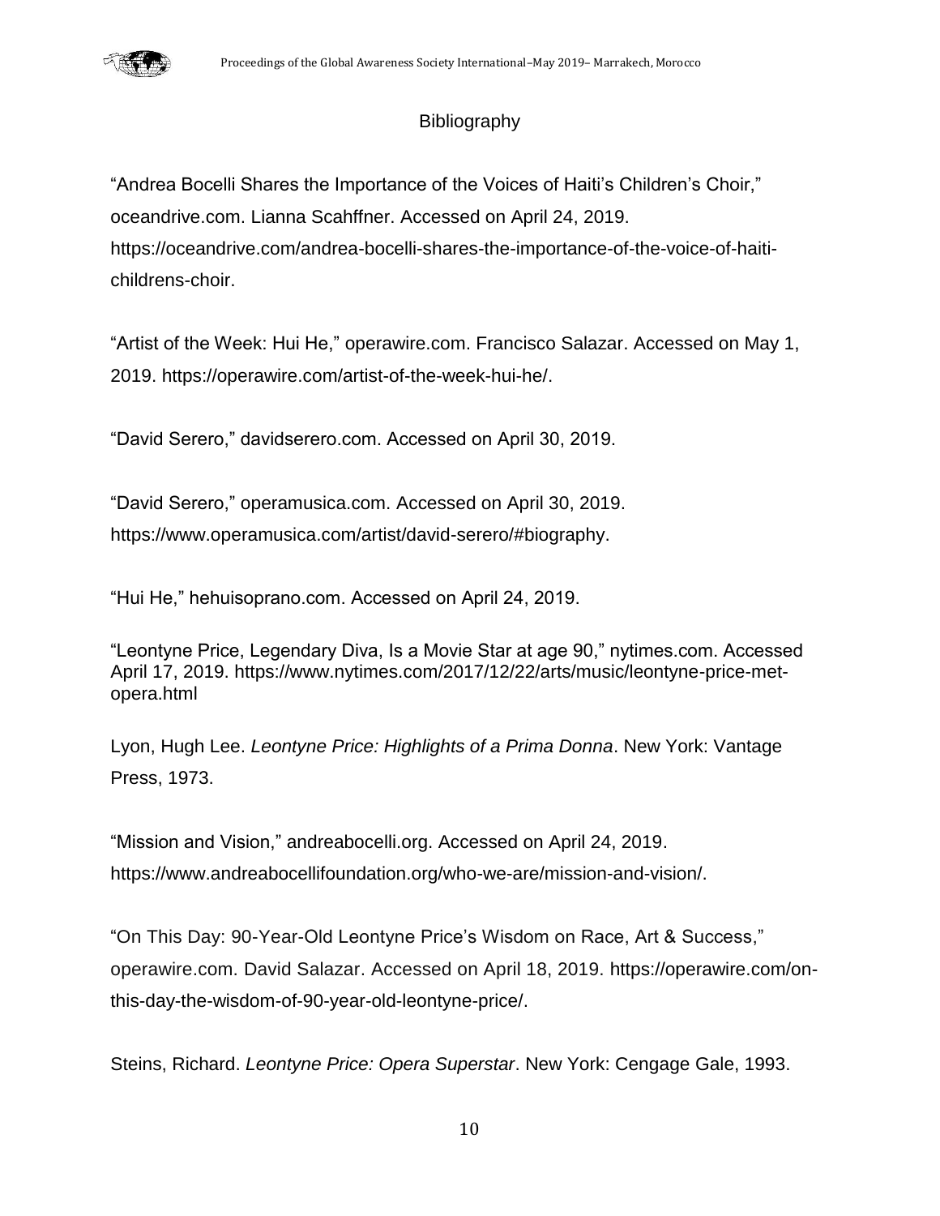# Bibliography

"Andrea Bocelli Shares the Importance of the Voices of Haiti's Children's Choir," oceandrive.com. Lianna Scahffner. Accessed on April 24, 2019. https://oceandrive.com/andrea-bocelli-shares-the-importance-of-the-voice-of-haiti-childrens-choir.

"Artist of the Week: Hui He," operawire.com. Francisco Salazar. Accessed on May 1, 2019. https://operawire.com/artist-of-the-week-hui-he/.

"David Serero," davidserero.com. Accessed on April 30, 2019.

"David Serero," operamusica.com. Accessed on April 30, 2019. https://www.operamusica.com/artist/david-serero/#biography.

"Hui He," hehuisoprano.com. Accessed on April 24, 2019.

"Leontyne Price, Legendary Diva, Is a Movie Star at age 90," nytimes.com. Accessed April 17, 2019. https://www.nytimes.com/2017/12/22/arts/music/leontyne-price-met-opera.html

Lyon, Hugh Lee. *Leontyne Price: Highlights of a Prima Donna*. New York: Vantage Press, 1973.

"Mission and Vision," andreabocelli.org. Accessed on April 24, 2019. https://www.andreabocellifoundation.org/who-we-are/mission-and-vision/.

"On This Day: 90-Year-Old Leontyne Price's Wisdom on Race, Art & Success," operawire.com. David Salazar. Accessed on April 18, 2019. https://operawire.com/on-this-day-the-wisdom-of-90-year-old-leontyne-price/.

Steins, Richard. *Leontyne Price: Opera Superstar*. New York: Cengage Gale, 1993.